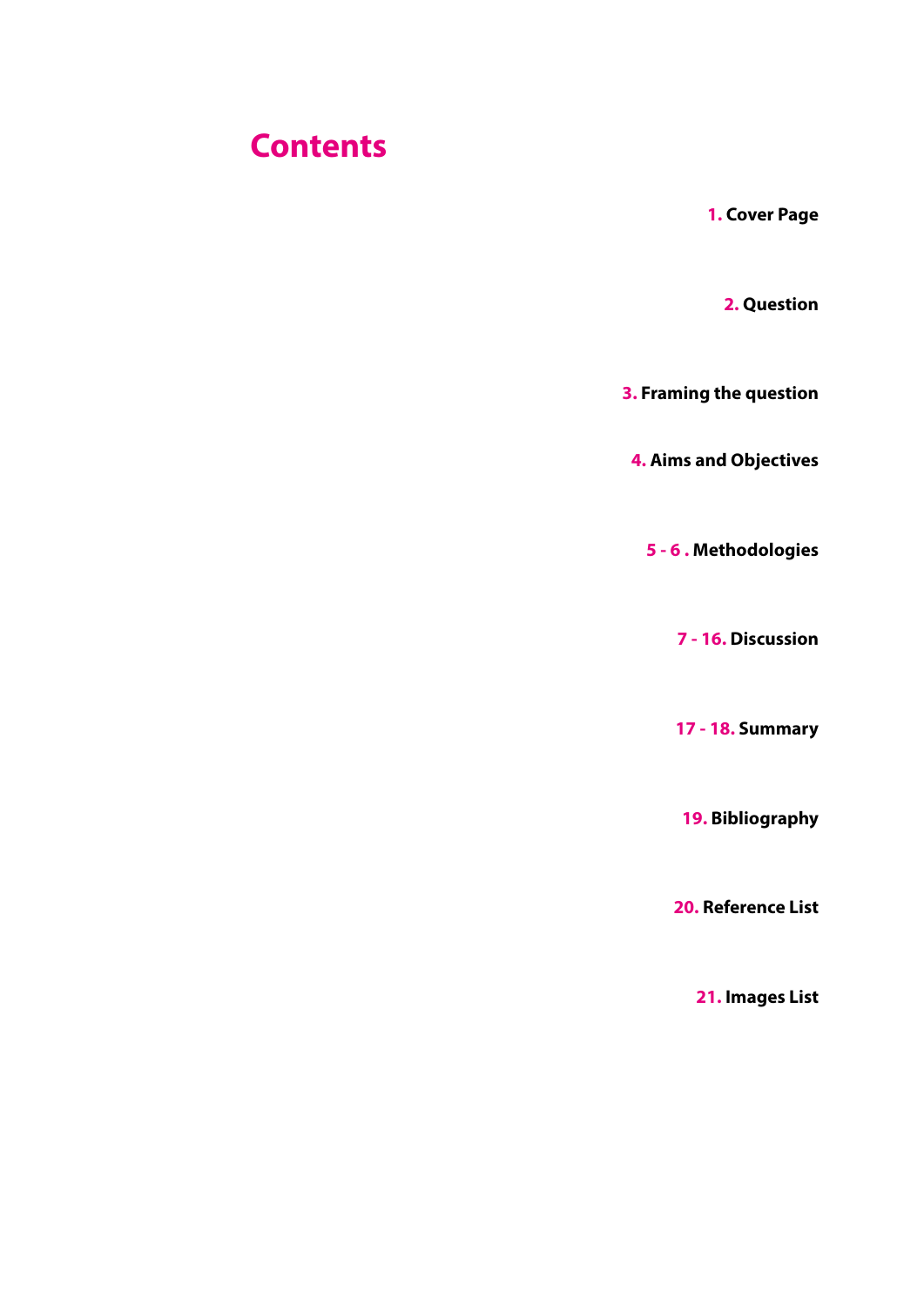# Contents

**1.** **Cover Page**

**2.** **Question**

**3.** **Framing the question**

**4.** **Aims and Objectives**

**5 - 6 .** **Methodologies**

**7 - 16.** **Discussion**

**17 - 18.** **Summary**

**19.** **Bibliography**

**20.** **Reference List**

**21.** **Images List**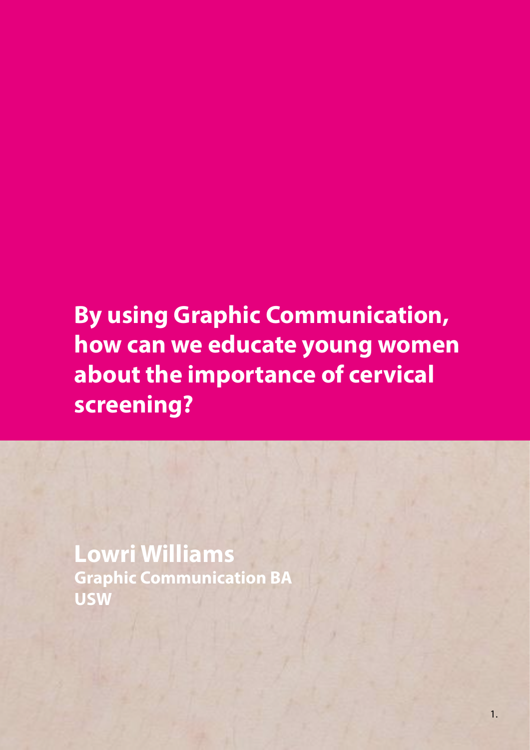# By using Graphic Communication, how can we educate young women about the importance of cervical screening?

**Lowri Williams**
**Graphic Communication BA**
**USW**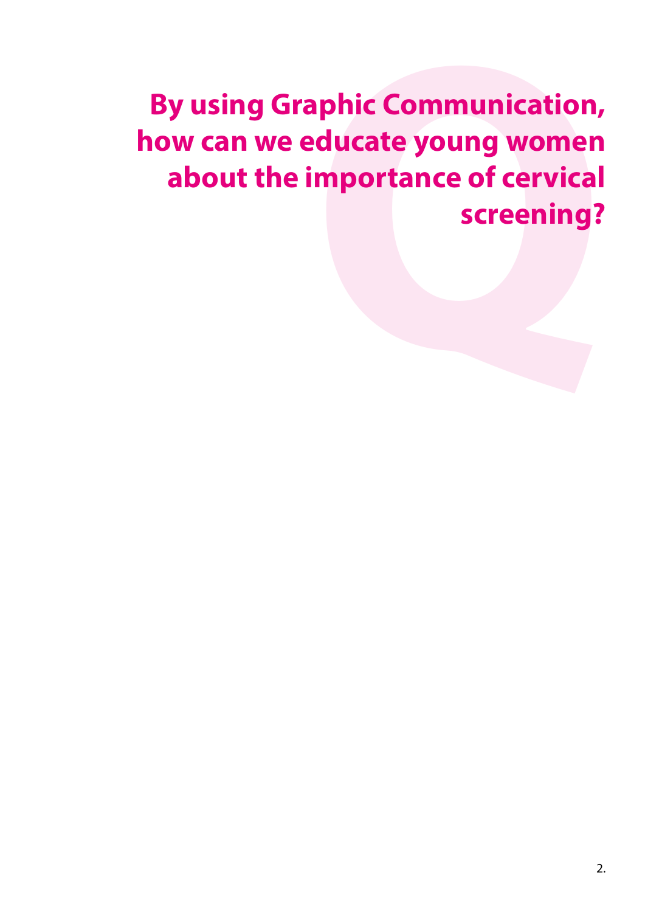# By using Graphic Communication, how can we educate young women about the importance of cervical screening?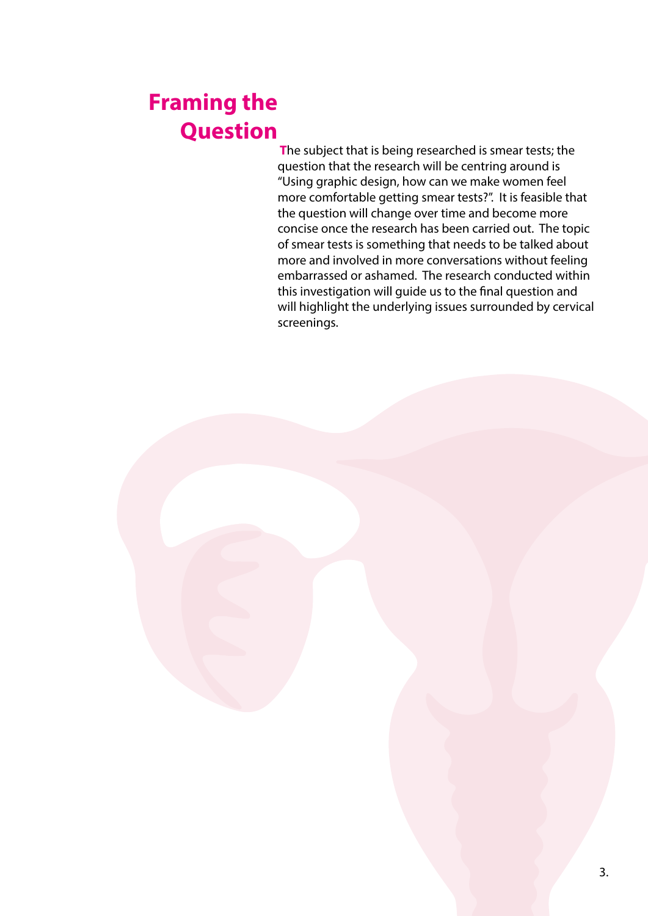# Framing the Question

The subject that is being researched is smear tests; the question that the research will be centring around is "Using graphic design, how can we make women feel more comfortable getting smear tests?". It is feasible that the question will change over time and become more concise once the research has been carried out. The topic of smear tests is something that needs to be talked about more and involved in more conversations without feeling embarrassed or ashamed. The research conducted within this investigation will guide us to the final question and will highlight the underlying issues surrounded by cervical screenings.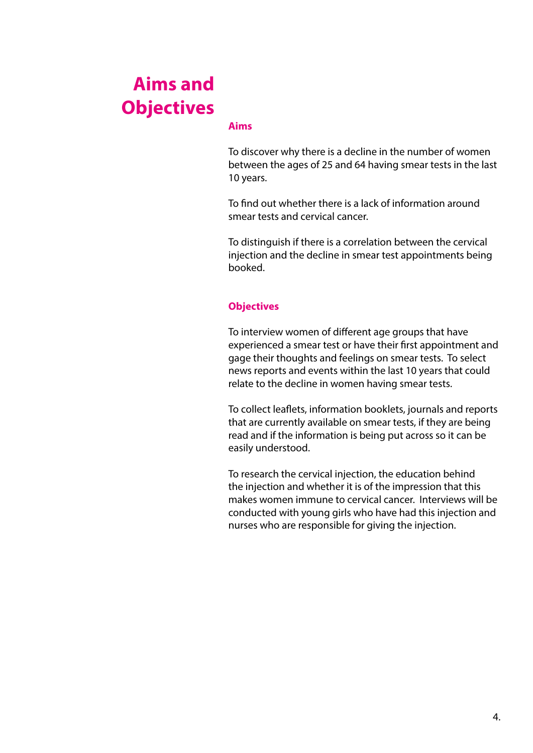# Aims and Objectives

## Aims

To discover why there is a decline in the number of women between the ages of 25 and 64 having smear tests in the last 10 years.

To find out whether there is a lack of information around smear tests and cervical cancer.

To distinguish if there is a correlation between the cervical injection and the decline in smear test appointments being booked.

## Objectives

To interview women of different age groups that have experienced a smear test or have their first appointment and gage their thoughts and feelings on smear tests. To select news reports and events within the last 10 years that could relate to the decline in women having smear tests.

To collect leaflets, information booklets, journals and reports that are currently available on smear tests, if they are being read and if the information is being put across so it can be easily understood.

To research the cervical injection, the education behind the injection and whether it is of the impression that this makes women immune to cervical cancer. Interviews will be conducted with young girls who have had this injection and nurses who are responsible for giving the injection.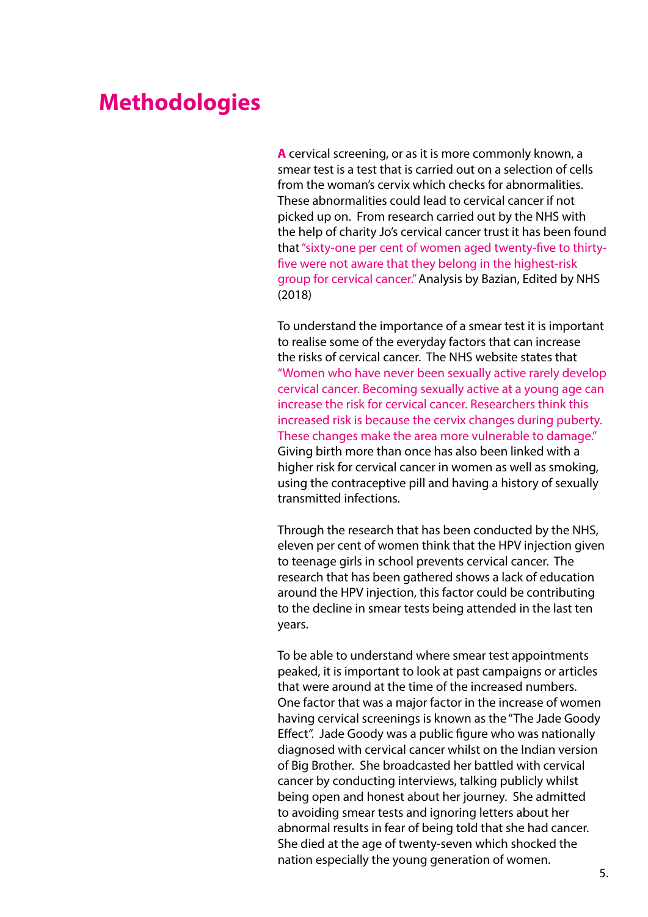# Methodologies

**A** cervical screening, or as it is more commonly known, a smear test is a test that is carried out on a selection of cells from the woman's cervix which checks for abnormalities. These abnormalities could lead to cervical cancer if not picked up on. From research carried out by the NHS with the help of charity Jo's cervical cancer trust it has been found that "sixty-one per cent of women aged twenty-five to thirty-five were not aware that they belong in the highest-risk group for cervical cancer." Analysis by Bazian, Edited by NHS (2018)

To understand the importance of a smear test it is important to realise some of the everyday factors that can increase the risks of cervical cancer. The NHS website states that "Women who have never been sexually active rarely develop cervical cancer. Becoming sexually active at a young age can increase the risk for cervical cancer. Researchers think this increased risk is because the cervix changes during puberty. These changes make the area more vulnerable to damage." Giving birth more than once has also been linked with a higher risk for cervical cancer in women as well as smoking, using the contraceptive pill and having a history of sexually transmitted infections.

Through the research that has been conducted by the NHS, eleven per cent of women think that the HPV injection given to teenage girls in school prevents cervical cancer. The research that has been gathered shows a lack of education around the HPV injection, this factor could be contributing to the decline in smear tests being attended in the last ten years.

To be able to understand where smear test appointments peaked, it is important to look at past campaigns or articles that were around at the time of the increased numbers. One factor that was a major factor in the increase of women having cervical screenings is known as the "The Jade Goody Effect". Jade Goody was a public figure who was nationally diagnosed with cervical cancer whilst on the Indian version of Big Brother. She broadcasted her battled with cervical cancer by conducting interviews, talking publicly whilst being open and honest about her journey. She admitted to avoiding smear tests and ignoring letters about her abnormal results in fear of being told that she had cancer. She died at the age of twenty-seven which shocked the nation especially the young generation of women.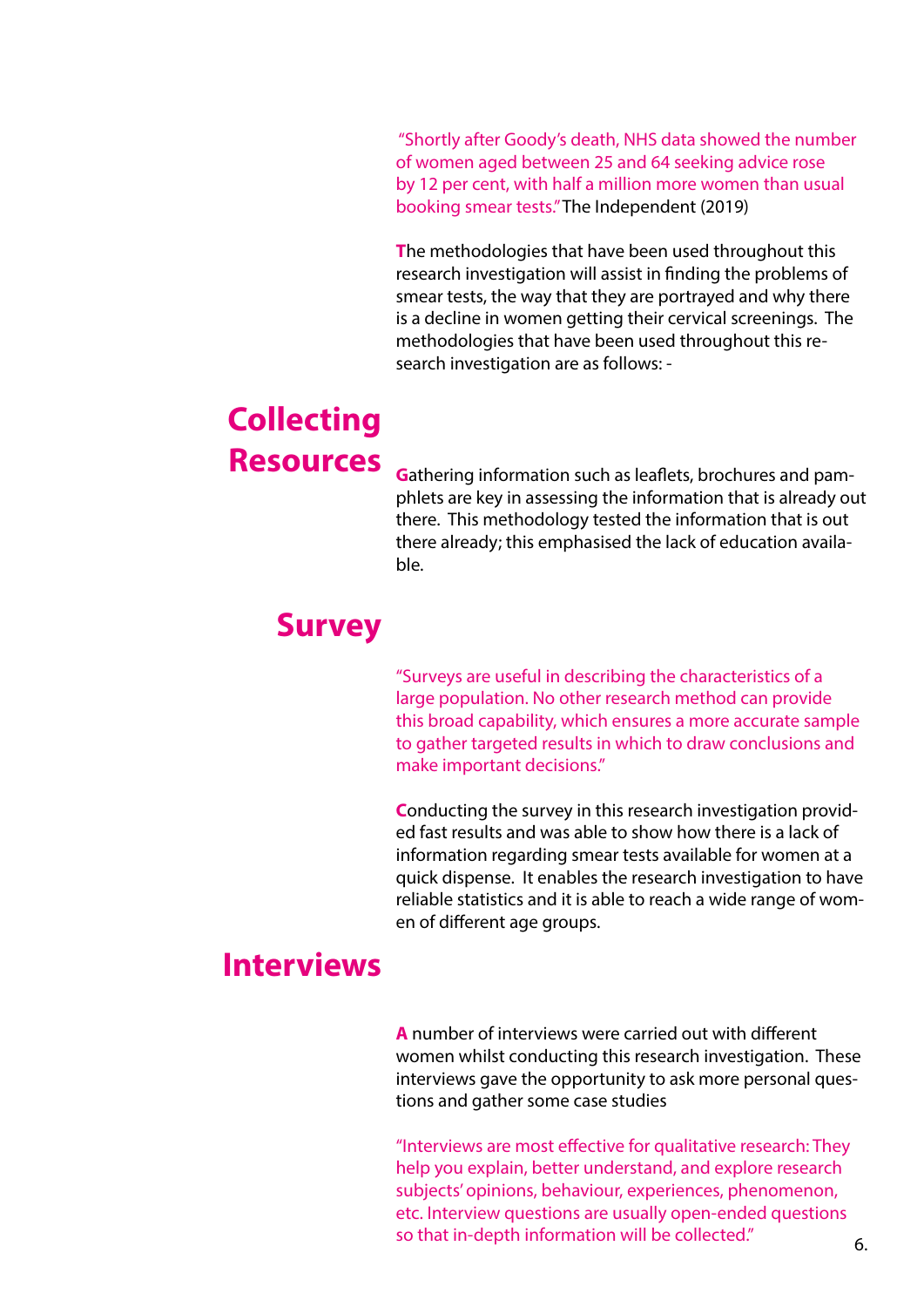"Shortly after Goody's death, NHS data showed the number of women aged between 25 and 64 seeking advice rose by 12 per cent, with half a million more women than usual booking smear tests." The Independent (2019)

The methodologies that have been used throughout this research investigation will assist in finding the problems of smear tests, the way that they are portrayed and why there is a decline in women getting their cervical screenings. The methodologies that have been used throughout this research investigation are as follows: -

## Collecting Resources

Gathering information such as leaflets, brochures and pamphlets are key in assessing the information that is already out there. This methodology tested the information that is out there already; this emphasised the lack of education available.

## Survey

"Surveys are useful in describing the characteristics of a large population. No other research method can provide this broad capability, which ensures a more accurate sample to gather targeted results in which to draw conclusions and make important decisions."

Conducting the survey in this research investigation provided fast results and was able to show how there is a lack of information regarding smear tests available for women at a quick dispense. It enables the research investigation to have reliable statistics and it is able to reach a wide range of women of different age groups.

## Interviews

A number of interviews were carried out with different women whilst conducting this research investigation. These interviews gave the opportunity to ask more personal questions and gather some case studies

"Interviews are most effective for qualitative research: They help you explain, better understand, and explore research subjects' opinions, behaviour, experiences, phenomenon, etc. Interview questions are usually open-ended questions so that in-depth information will be collected."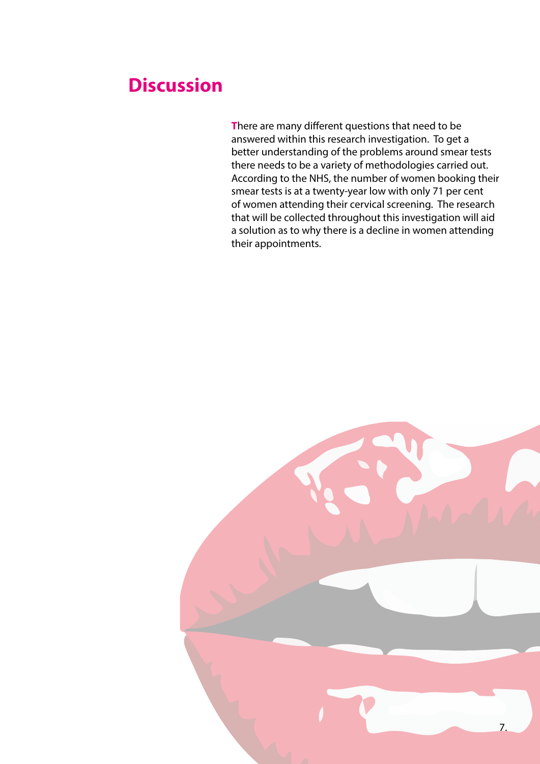## Discussion

There are many different questions that need to be answered within this research investigation. To get a better understanding of the problems around smear tests there needs to be a variety of methodologies carried out. According to the NHS, the number of women booking their smear tests is at a twenty-year low with only 71 per cent of women attending their cervical screening. The research that will be collected throughout this investigation will aid a solution as to why there is a decline in women attending their appointments.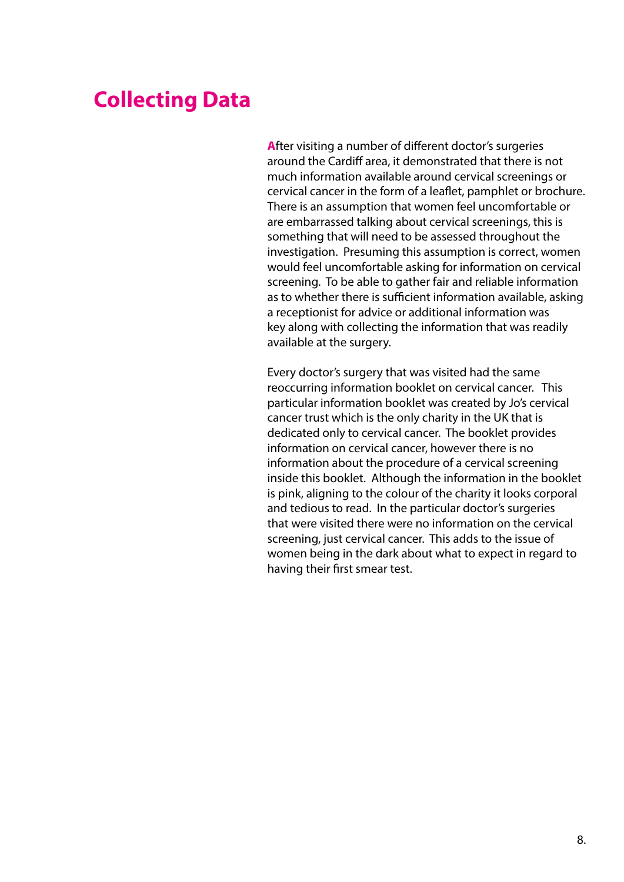# Collecting Data

After visiting a number of different doctor's surgeries around the Cardiff area, it demonstrated that there is not much information available around cervical screenings or cervical cancer in the form of a leaflet, pamphlet or brochure. There is an assumption that women feel uncomfortable or are embarrassed talking about cervical screenings, this is something that will need to be assessed throughout the investigation. Presuming this assumption is correct, women would feel uncomfortable asking for information on cervical screening. To be able to gather fair and reliable information as to whether there is sufficient information available, asking a receptionist for advice or additional information was key along with collecting the information that was readily available at the surgery.

Every doctor's surgery that was visited had the same reoccurring information booklet on cervical cancer. This particular information booklet was created by Jo's cervical cancer trust which is the only charity in the UK that is dedicated only to cervical cancer. The booklet provides information on cervical cancer, however there is no information about the procedure of a cervical screening inside this booklet. Although the information in the booklet is pink, aligning to the colour of the charity it looks corporal and tedious to read. In the particular doctor's surgeries that were visited there were no information on the cervical screening, just cervical cancer. This adds to the issue of women being in the dark about what to expect in regard to having their first smear test.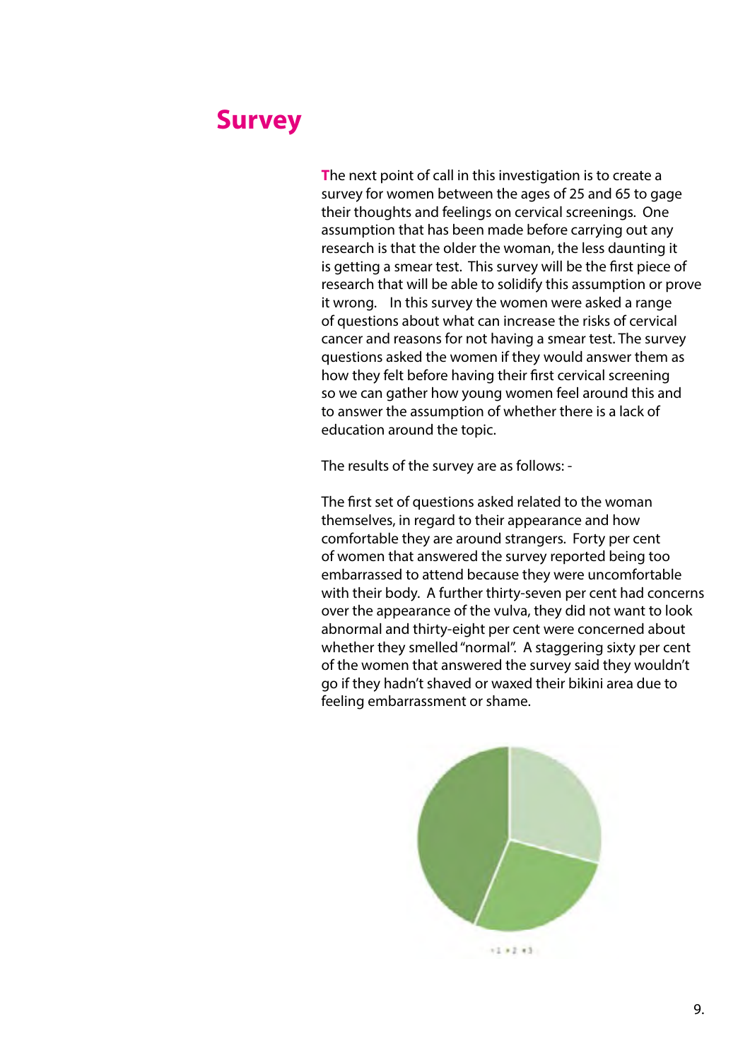# Survey

The next point of call in this investigation is to create a survey for women between the ages of 25 and 65 to gage their thoughts and feelings on cervical screenings. One assumption that has been made before carrying out any research is that the older the woman, the less daunting it is getting a smear test. This survey will be the first piece of research that will be able to solidify this assumption or prove it wrong. In this survey the women were asked a range of questions about what can increase the risks of cervical cancer and reasons for not having a smear test. The survey questions asked the women if they would answer them as how they felt before having their first cervical screening so we can gather how young women feel around this and to answer the assumption of whether there is a lack of education around the topic.

The results of the survey are as follows: -

The first set of questions asked related to the woman themselves, in regard to their appearance and how comfortable they are around strangers. Forty per cent of women that answered the survey reported being too embarrassed to attend because they were uncomfortable with their body. A further thirty-seven per cent had concerns over the appearance of the vulva, they did not want to look abnormal and thirty-eight per cent were concerned about whether they smelled "normal". A staggering sixty per cent of the women that answered the survey said they wouldn't go if they hadn't shaved or waxed their bikini area due to feeling embarrassment or shame.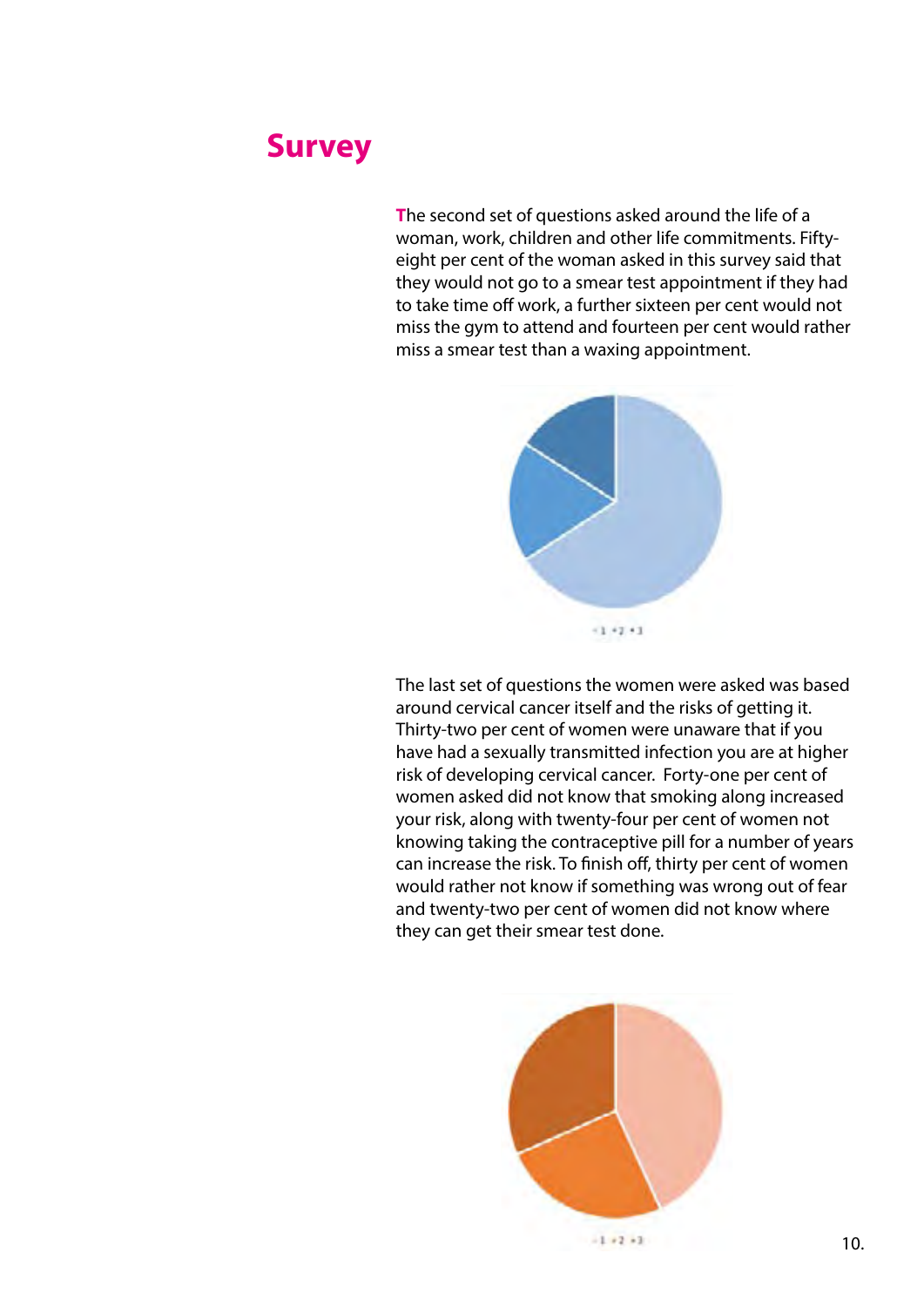# Survey

The second set of questions asked around the life of a woman, work, children and other life commitments. Fifty-eight per cent of the woman asked in this survey said that they would not go to a smear test appointment if they had to take time off work, a further sixteen per cent would not miss the gym to attend and fourteen per cent would rather miss a smear test than a waxing appointment.

▪1 ▪2 ▪3

The last set of questions the women were asked was based around cervical cancer itself and the risks of getting it. Thirty-two per cent of women were unaware that if you have had a sexually transmitted infection you are at higher risk of developing cervical cancer. Forty-one per cent of women asked did not know that smoking along increased your risk, along with twenty-four per cent of women not knowing taking the contraceptive pill for a number of years can increase the risk. To finish off, thirty per cent of women would rather not know if something was wrong out of fear and twenty-two per cent of women did not know where they can get their smear test done.

▪1 ▪2 ▪3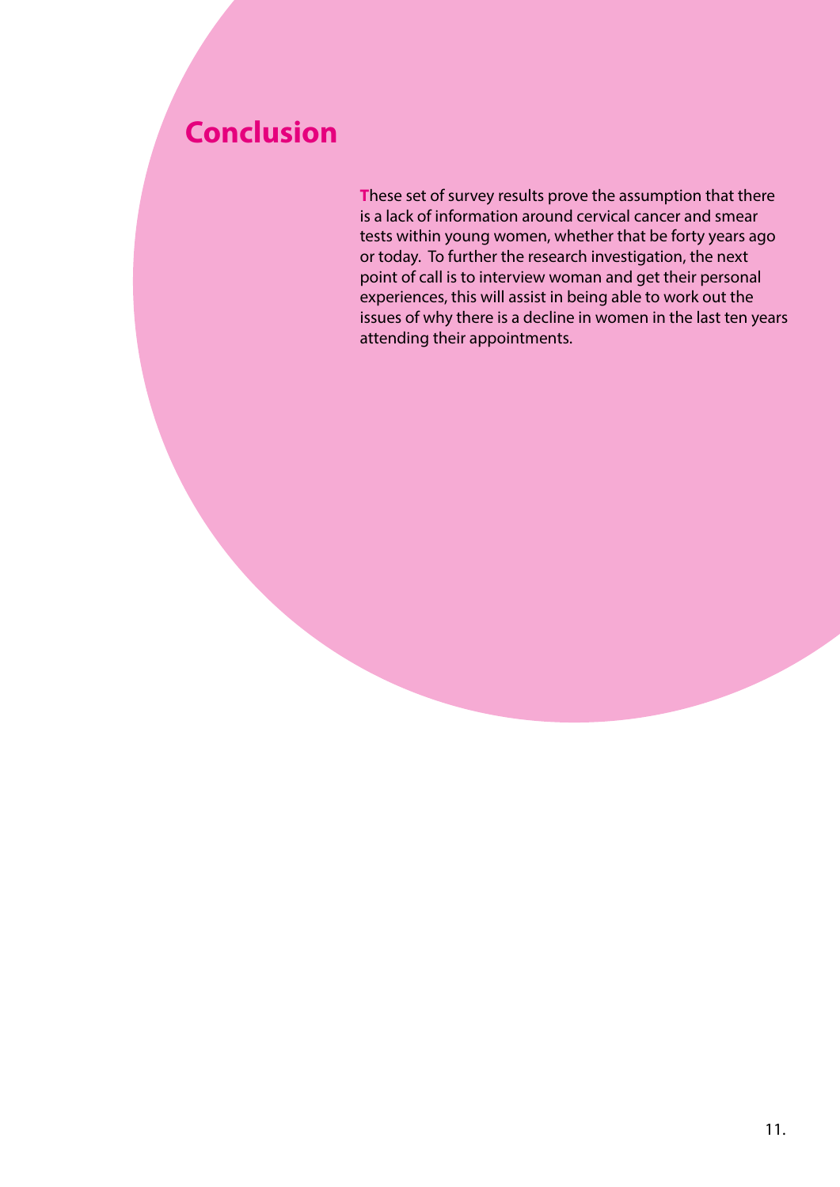# Conclusion

These set of survey results prove the assumption that there is a lack of information around cervical cancer and smear tests within young women, whether that be forty years ago or today.  To further the research investigation, the next point of call is to interview woman and get their personal experiences, this will assist in being able to work out the issues of why there is a decline in women in the last ten years attending their appointments.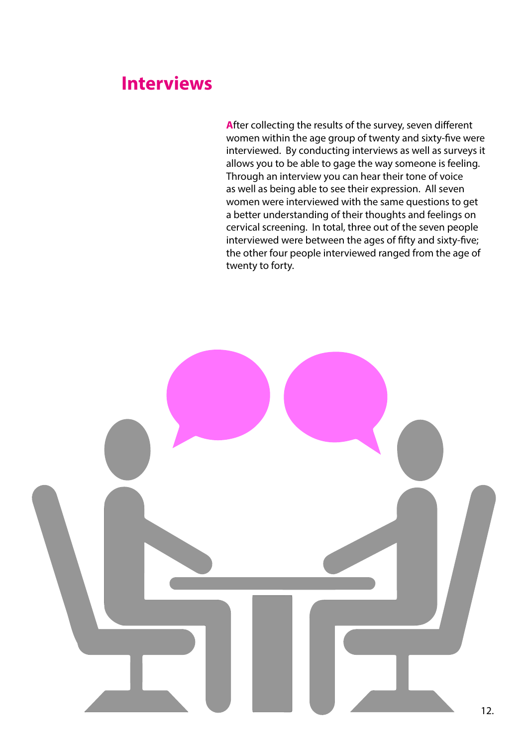# Interviews

After collecting the results of the survey, seven different women within the age group of twenty and sixty-five were interviewed. By conducting interviews as well as surveys it allows you to be able to gage the way someone is feeling. Through an interview you can hear their tone of voice as well as being able to see their expression. All seven women were interviewed with the same questions to get a better understanding of their thoughts and feelings on cervical screening. In total, three out of the seven people interviewed were between the ages of fifty and sixty-five; the other four people interviewed ranged from the age of twenty to forty.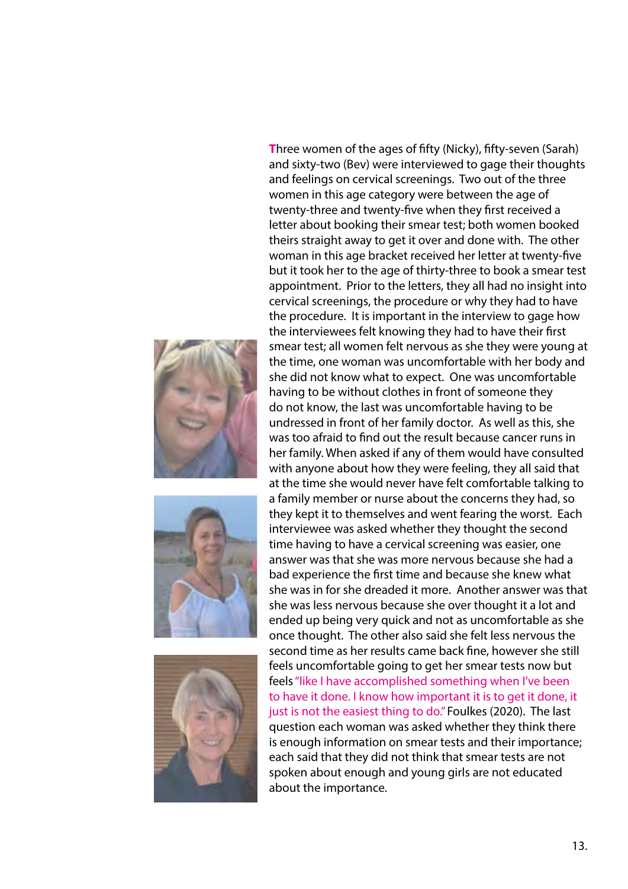Three women of the ages of fifty (Nicky), fifty-seven (Sarah) and sixty-two (Bev) were interviewed to gage their thoughts and feelings on cervical screenings. Two out of the three women in this age category were between the age of twenty-three and twenty-five when they first received a letter about booking their smear test; both women booked theirs straight away to get it over and done with. The other woman in this age bracket received her letter at twenty-five but it took her to the age of thirty-three to book a smear test appointment. Prior to the letters, they all had no insight into cervical screenings, the procedure or why they had to have the procedure. It is important in the interview to gage how the interviewees felt knowing they had to have their first smear test; all women felt nervous as she they were young at the time, one woman was uncomfortable with her body and she did not know what to expect. One was uncomfortable having to be without clothes in front of someone they do not know, the last was uncomfortable having to be undressed in front of her family doctor. As well as this, she was too afraid to find out the result because cancer runs in her family. When asked if any of them would have consulted with anyone about how they were feeling, they all said that at the time she would never have felt comfortable talking to a family member or nurse about the concerns they had, so they kept it to themselves and went fearing the worst. Each interviewee was asked whether they thought the second time having to have a cervical screening was easier, one answer was that she was more nervous because she had a bad experience the first time and because she knew what she was in for she dreaded it more. Another answer was that she was less nervous because she over thought it a lot and ended up being very quick and not as uncomfortable as she once thought. The other also said she felt less nervous the second time as her results came back fine, however she still feels uncomfortable going to get her smear tests now but feels "like I have accomplished something when I've been to have it done. I know how important it is to get it done, it just is not the easiest thing to do." Foulkes (2020). The last question each woman was asked whether they think there is enough information on smear tests and their importance; each said that they did not think that smear tests are not spoken about enough and young girls are not educated about the importance.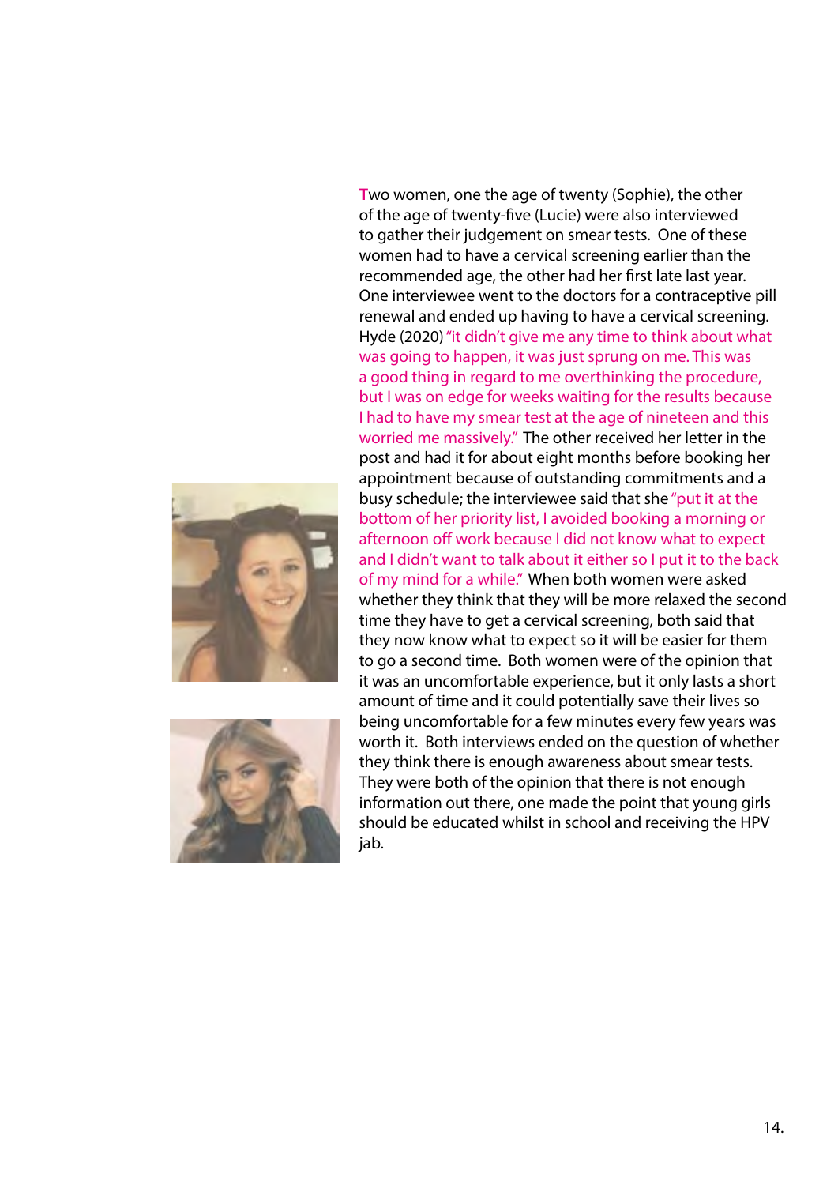**T**wo women, one the age of twenty (Sophie), the other of the age of twenty-five (Lucie) were also interviewed to gather their judgement on smear tests. One of these women had to have a cervical screening earlier than the recommended age, the other had her first late last year. One interviewee went to the doctors for a contraceptive pill renewal and ended up having to have a cervical screening. Hyde (2020) "it didn't give me any time to think about what was going to happen, it was just sprung on me. This was a good thing in regard to me overthinking the procedure, but I was on edge for weeks waiting for the results because I had to have my smear test at the age of nineteen and this worried me massively." The other received her letter in the post and had it for about eight months before booking her appointment because of outstanding commitments and a busy schedule; the interviewee said that she "put it at the bottom of her priority list, I avoided booking a morning or afternoon off work because I did not know what to expect and I didn't want to talk about it either so I put it to the back of my mind for a while." When both women were asked whether they think that they will be more relaxed the second time they have to get a cervical screening, both said that they now know what to expect so it will be easier for them to go a second time. Both women were of the opinion that it was an uncomfortable experience, but it only lasts a short amount of time and it could potentially save their lives so being uncomfortable for a few minutes every few years was worth it. Both interviews ended on the question of whether they think there is enough awareness about smear tests. They were both of the opinion that there is not enough information out there, one made the point that young girls should be educated whilst in school and receiving the HPV jab.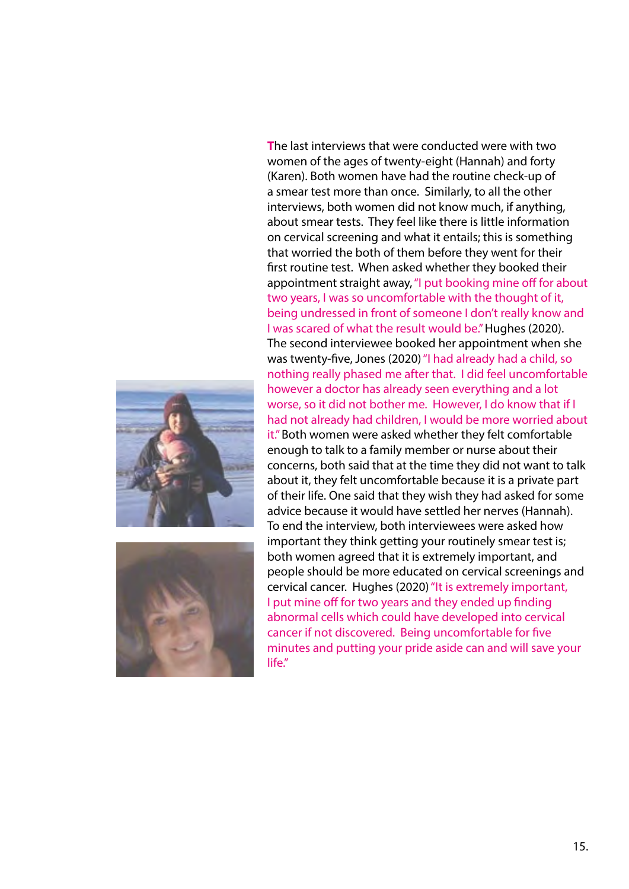The last interviews that were conducted were with two women of the ages of twenty-eight (Hannah) and forty (Karen). Both women have had the routine check-up of a smear test more than once. Similarly, to all the other interviews, both women did not know much, if anything, about smear tests. They feel like there is little information on cervical screening and what it entails; this is something that worried the both of them before they went for their first routine test. When asked whether they booked their appointment straight away, "I put booking mine off for about two years, I was so uncomfortable with the thought of it, being undressed in front of someone I don't really know and I was scared of what the result would be." Hughes (2020). The second interviewee booked her appointment when she was twenty-five, Jones (2020) "I had already had a child, so nothing really phased me after that. I did feel uncomfortable however a doctor has already seen everything and a lot worse, so it did not bother me. However, I do know that if I had not already had children, I would be more worried about it." Both women were asked whether they felt comfortable enough to talk to a family member or nurse about their concerns, both said that at the time they did not want to talk about it, they felt uncomfortable because it is a private part of their life. One said that they wish they had asked for some advice because it would have settled her nerves (Hannah). To end the interview, both interviewees were asked how important they think getting your routinely smear test is; both women agreed that it is extremely important, and people should be more educated on cervical screenings and cervical cancer. Hughes (2020) "It is extremely important, I put mine off for two years and they ended up finding abnormal cells which could have developed into cervical cancer if not discovered. Being uncomfortable for five minutes and putting your pride aside can and will save your life."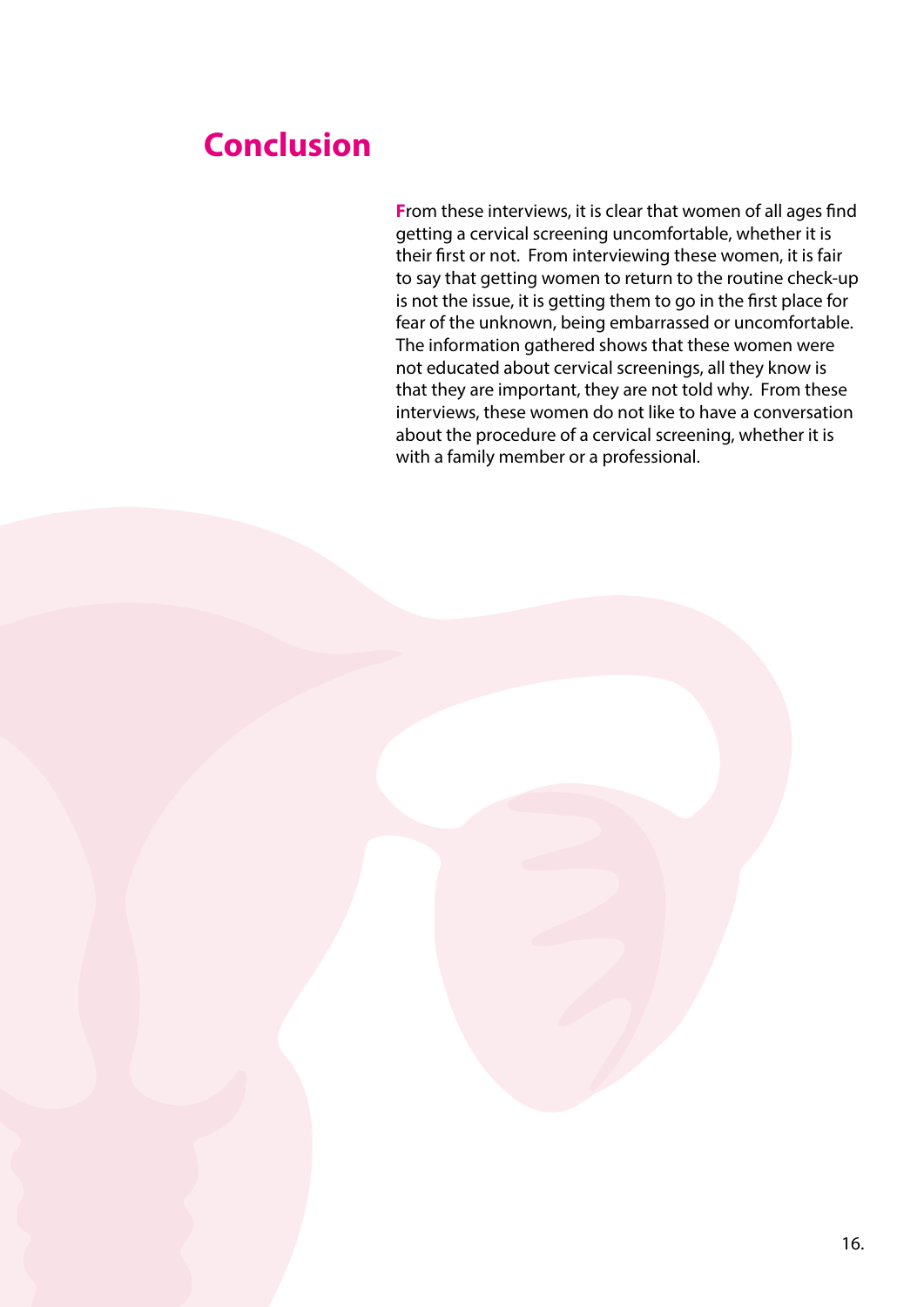# Conclusion

From these interviews, it is clear that women of all ages find getting a cervical screening uncomfortable, whether it is their first or not. From interviewing these women, it is fair to say that getting women to return to the routine check-up is not the issue, it is getting them to go in the first place for fear of the unknown, being embarrassed or uncomfortable. The information gathered shows that these women were not educated about cervical screenings, all they know is that they are important, they are not told why. From these interviews, these women do not like to have a conversation about the procedure of a cervical screening, whether it is with a family member or a professional.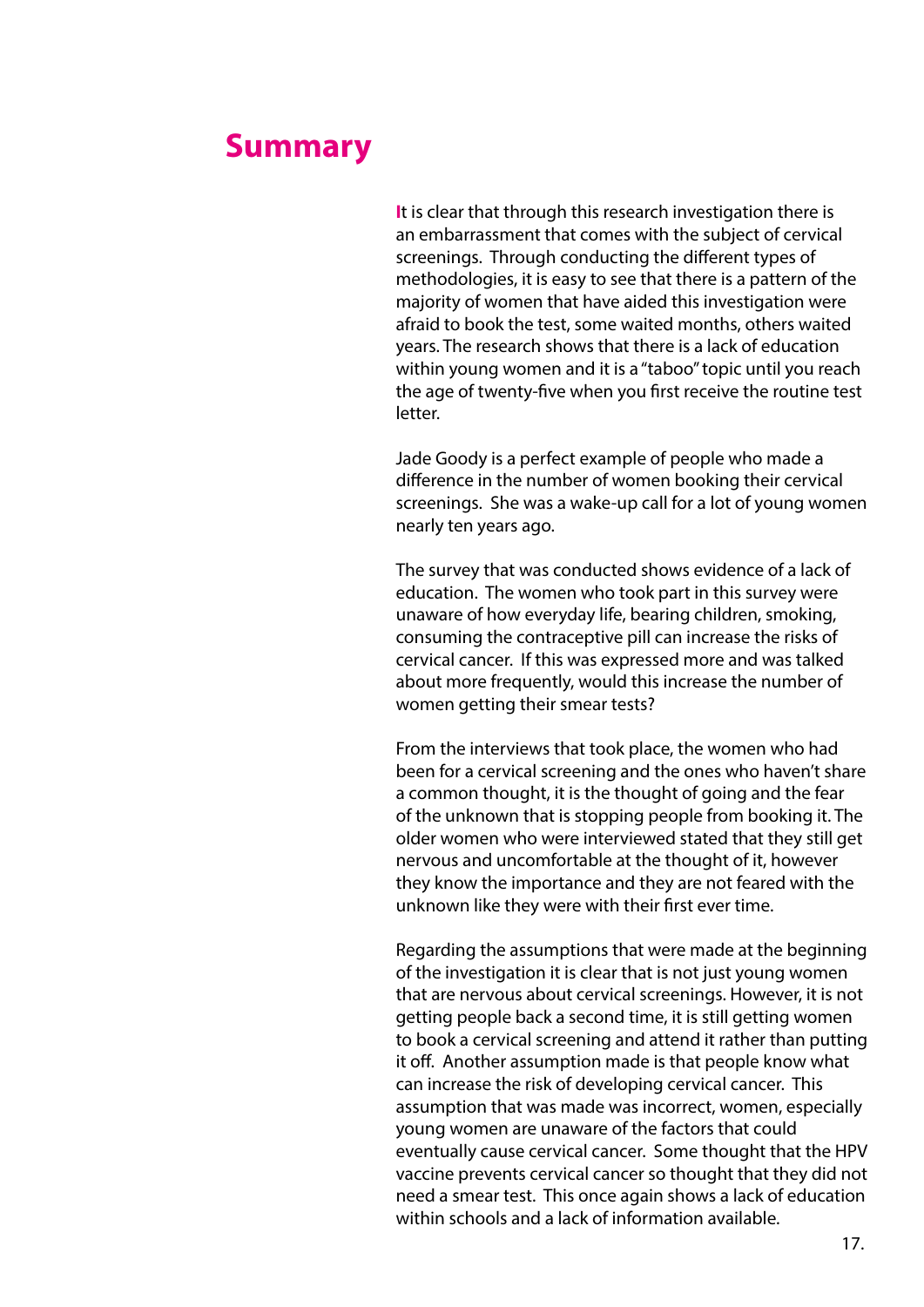# Summary

It is clear that through this research investigation there is an embarrassment that comes with the subject of cervical screenings. Through conducting the different types of methodologies, it is easy to see that there is a pattern of the majority of women that have aided this investigation were afraid to book the test, some waited months, others waited years. The research shows that there is a lack of education within young women and it is a "taboo" topic until you reach the age of twenty-five when you first receive the routine test letter.

Jade Goody is a perfect example of people who made a difference in the number of women booking their cervical screenings. She was a wake-up call for a lot of young women nearly ten years ago.

The survey that was conducted shows evidence of a lack of education. The women who took part in this survey were unaware of how everyday life, bearing children, smoking, consuming the contraceptive pill can increase the risks of cervical cancer. If this was expressed more and was talked about more frequently, would this increase the number of women getting their smear tests?

From the interviews that took place, the women who had been for a cervical screening and the ones who haven't share a common thought, it is the thought of going and the fear of the unknown that is stopping people from booking it. The older women who were interviewed stated that they still get nervous and uncomfortable at the thought of it, however they know the importance and they are not feared with the unknown like they were with their first ever time.

Regarding the assumptions that were made at the beginning of the investigation it is clear that is not just young women that are nervous about cervical screenings. However, it is not getting people back a second time, it is still getting women to book a cervical screening and attend it rather than putting it off. Another assumption made is that people know what can increase the risk of developing cervical cancer. This assumption that was made was incorrect, women, especially young women are unaware of the factors that could eventually cause cervical cancer. Some thought that the HPV vaccine prevents cervical cancer so thought that they did not need a smear test. This once again shows a lack of education within schools and a lack of information available.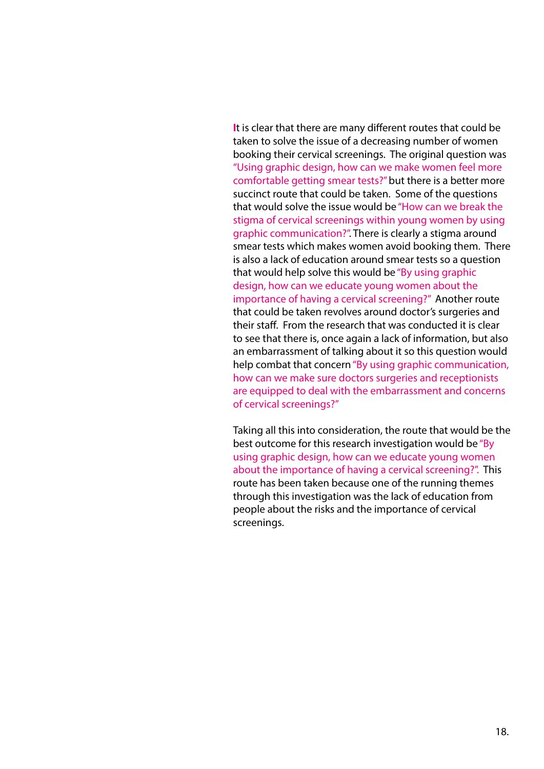It is clear that there are many different routes that could be taken to solve the issue of a decreasing number of women booking their cervical screenings. The original question was "Using graphic design, how can we make women feel more comfortable getting smear tests?" but there is a better more succinct route that could be taken. Some of the questions that would solve the issue would be "How can we break the stigma of cervical screenings within young women by using graphic communication?". There is clearly a stigma around smear tests which makes women avoid booking them. There is also a lack of education around smear tests so a question that would help solve this would be "By using graphic design, how can we educate young women about the importance of having a cervical screening?" Another route that could be taken revolves around doctor's surgeries and their staff. From the research that was conducted it is clear to see that there is, once again a lack of information, but also an embarrassment of talking about it so this question would help combat that concern "By using graphic communication, how can we make sure doctors surgeries and receptionists are equipped to deal with the embarrassment and concerns of cervical screenings?"

Taking all this into consideration, the route that would be the best outcome for this research investigation would be "By using graphic design, how can we educate young women about the importance of having a cervical screening?". This route has been taken because one of the running themes through this investigation was the lack of education from people about the risks and the importance of cervical screenings.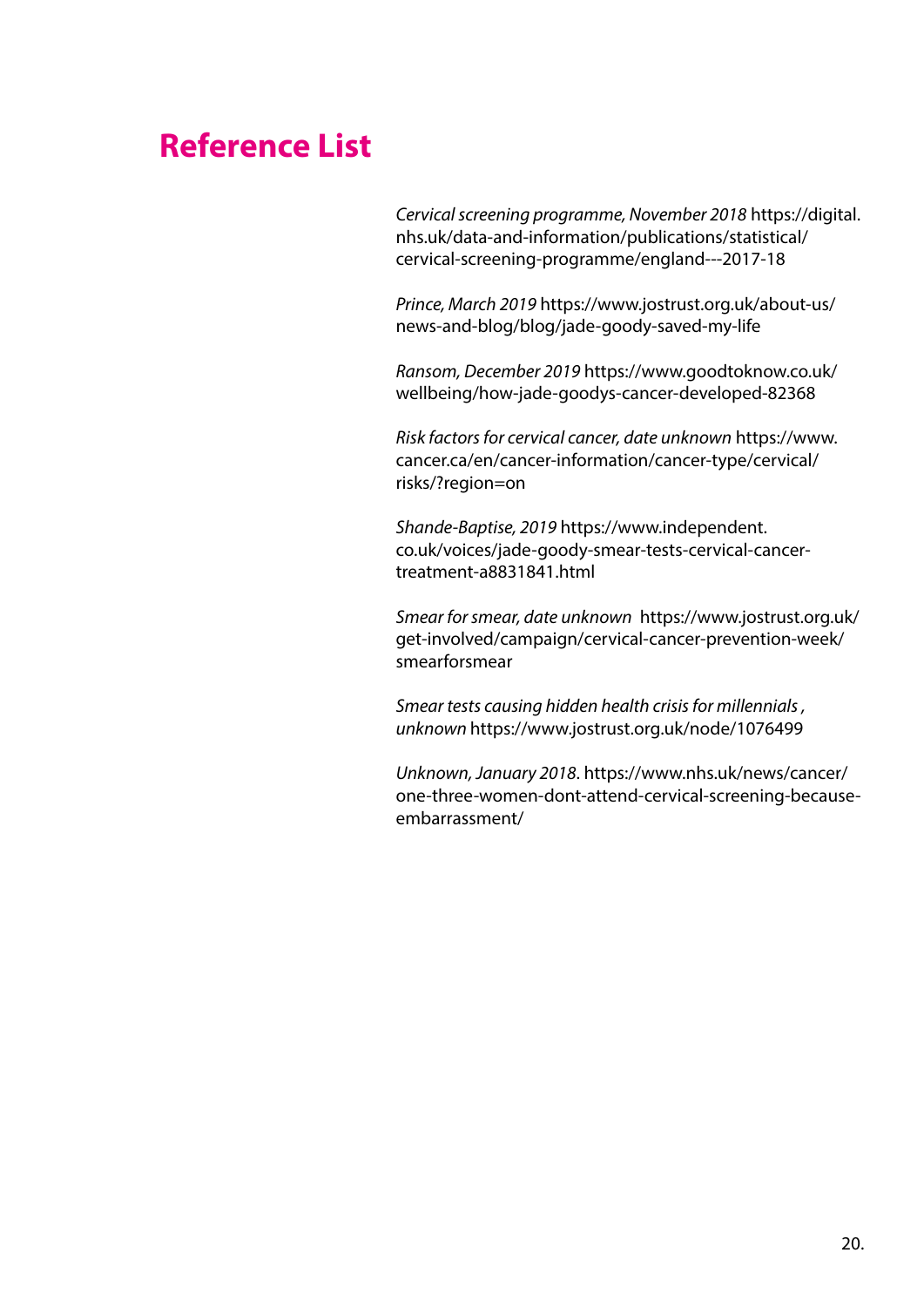# Reference List

*Cervical screening programme, November 2018* https://digital.nhs.uk/data-and-information/publications/statistical/cervical-screening-programme/england---2017-18

*Prince, March 2019* https://www.jostrust.org.uk/about-us/news-and-blog/blog/jade-goody-saved-my-life

*Ransom, December 2019* https://www.goodtoknow.co.uk/wellbeing/how-jade-goodys-cancer-developed-82368

*Risk factors for cervical cancer, date unknown* https://www.cancer.ca/en/cancer-information/cancer-type/cervical/risks/?region=on

*Shande-Baptise, 2019* https://www.independent.co.uk/voices/jade-goody-smear-tests-cervical-cancer-treatment-a8831841.html

*Smear for smear, date unknown* https://www.jostrust.org.uk/get-involved/campaign/cervical-cancer-prevention-week/smearforsmear

*Smear tests causing hidden health crisis for millennials , unknown* https://www.jostrust.org.uk/node/1076499

*Unknown, January 2018*. https://www.nhs.uk/news/cancer/one-three-women-dont-attend-cervical-screening-because-embarrassment/